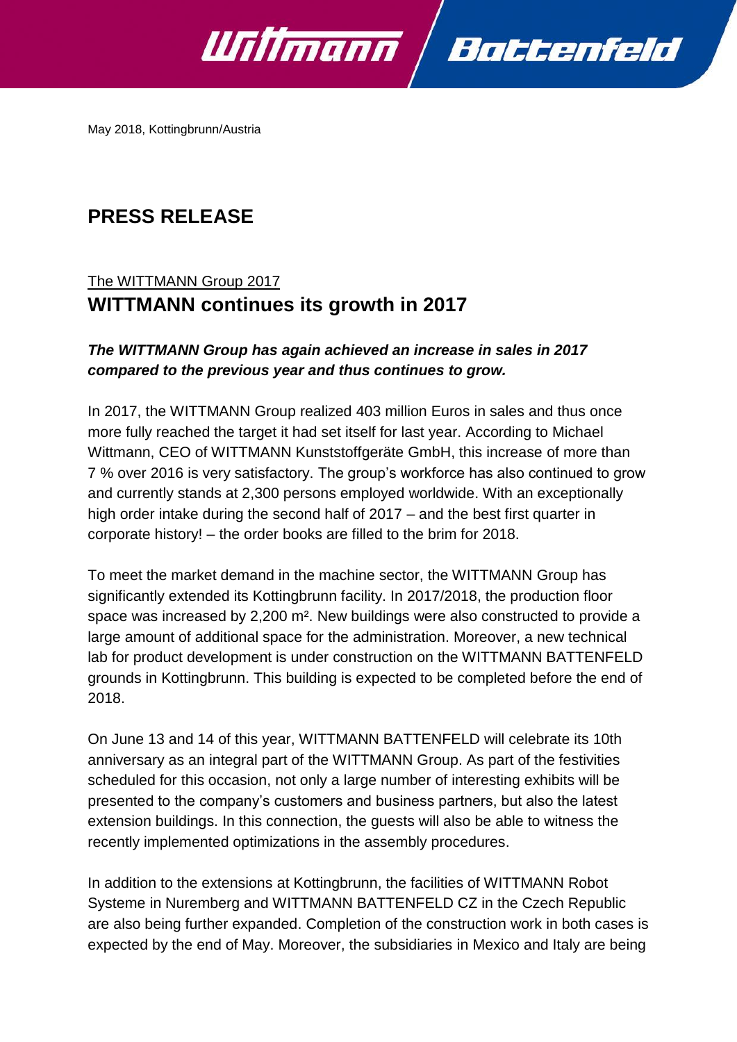May 2018, Kottingbrunn/Austria

# PRESS RELEASE

The WITTMANN Group 2017

## WITTMANN continues its growth in 2017

***The WITTMANN Group has again achieved an increase in sales in 2017 compared to the previous year and thus continues to grow.***

In 2017, the WITTMANN Group realized 403 million Euros in sales and thus once more fully reached the target it had set itself for last year. According to Michael Wittmann, CEO of WITTMANN Kunststoffgeräte GmbH, this increase of more than 7 % over 2016 is very satisfactory. The group's workforce has also continued to grow and currently stands at 2,300 persons employed worldwide. With an exceptionally high order intake during the second half of 2017 – and the best first quarter in corporate history! – the order books are filled to the brim for 2018.

To meet the market demand in the machine sector, the WITTMANN Group has significantly extended its Kottingbrunn facility. In 2017/2018, the production floor space was increased by 2,200 m². New buildings were also constructed to provide a large amount of additional space for the administration. Moreover, a new technical lab for product development is under construction on the WITTMANN BATTENFELD grounds in Kottingbrunn. This building is expected to be completed before the end of 2018.

On June 13 and 14 of this year, WITTMANN BATTENFELD will celebrate its 10th anniversary as an integral part of the WITTMANN Group. As part of the festivities scheduled for this occasion, not only a large number of interesting exhibits will be presented to the company's customers and business partners, but also the latest extension buildings. In this connection, the guests will also be able to witness the recently implemented optimizations in the assembly procedures.

In addition to the extensions at Kottingbrunn, the facilities of WITTMANN Robot Systeme in Nuremberg and WITTMANN BATTENFELD CZ in the Czech Republic are also being further expanded. Completion of the construction work in both cases is expected by the end of May. Moreover, the subsidiaries in Mexico and Italy are being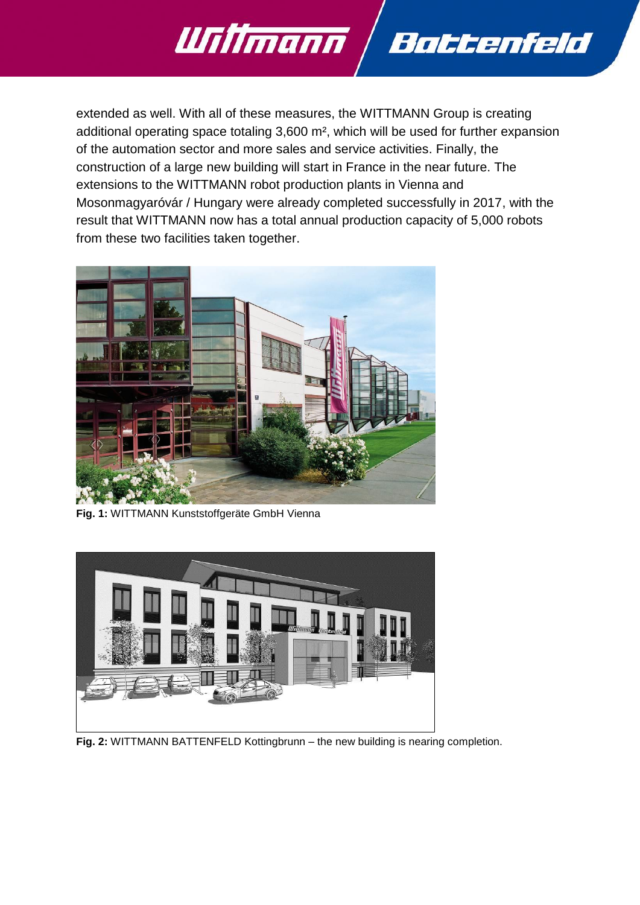extended as well. With all of these measures, the WITTMANN Group is creating additional operating space totaling 3,600 m², which will be used for further expansion of the automation sector and more sales and service activities. Finally, the construction of a large new building will start in France in the near future. The extensions to the WITTMANN robot production plants in Vienna and Mosonmagyaróvár / Hungary were already completed successfully in 2017, with the result that WITTMANN now has a total annual production capacity of 5,000 robots from these two facilities taken together.

**Fig. 1:** WITTMANN Kunststoffgeräte GmbH Vienna

**Fig. 2:** WITTMANN BATTENFELD Kottingbrunn – the new building is nearing completion.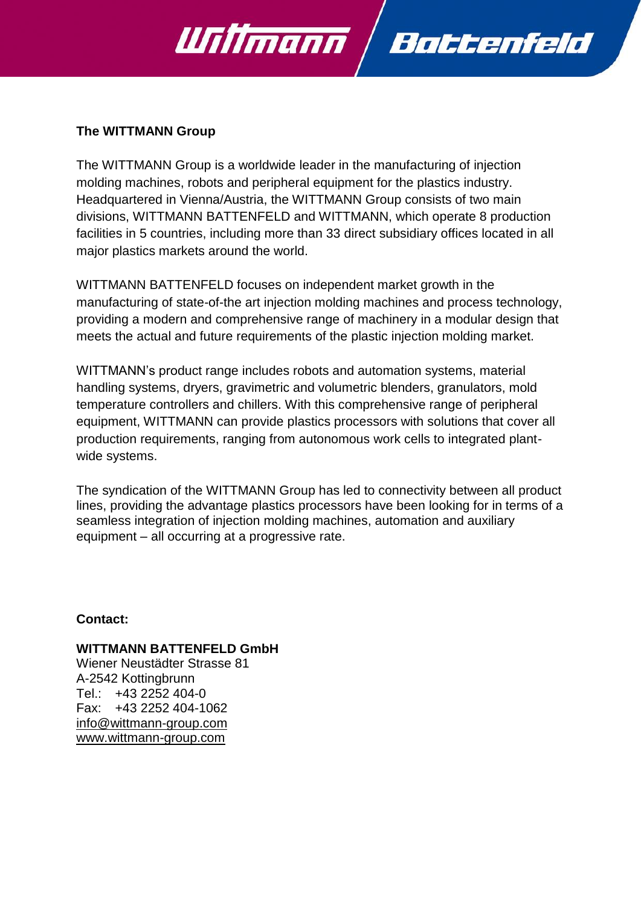**The WITTMANN Group**

The WITTMANN Group is a worldwide leader in the manufacturing of injection molding machines, robots and peripheral equipment for the plastics industry. Headquartered in Vienna/Austria, the WITTMANN Group consists of two main divisions, WITTMANN BATTENFELD and WITTMANN, which operate 8 production facilities in 5 countries, including more than 33 direct subsidiary offices located in all major plastics markets around the world.

WITTMANN BATTENFELD focuses on independent market growth in the manufacturing of state-of-the art injection molding machines and process technology, providing a modern and comprehensive range of machinery in a modular design that meets the actual and future requirements of the plastic injection molding market.

WITTMANN's product range includes robots and automation systems, material handling systems, dryers, gravimetric and volumetric blenders, granulators, mold temperature controllers and chillers. With this comprehensive range of peripheral equipment, WITTMANN can provide plastics processors with solutions that cover all production requirements, ranging from autonomous work cells to integrated plant-wide systems.

The syndication of the WITTMANN Group has led to connectivity between all product lines, providing the advantage plastics processors have been looking for in terms of a seamless integration of injection molding machines, automation and auxiliary equipment – all occurring at a progressive rate.

**Contact:**

**WITTMANN BATTENFELD GmbH**
Wiener Neustädter Strasse 81
A-2542 Kottingbrunn
Tel.: +43 2252 404-0
Fax: +43 2252 404-1062
info@wittmann-group.com
www.wittmann-group.com